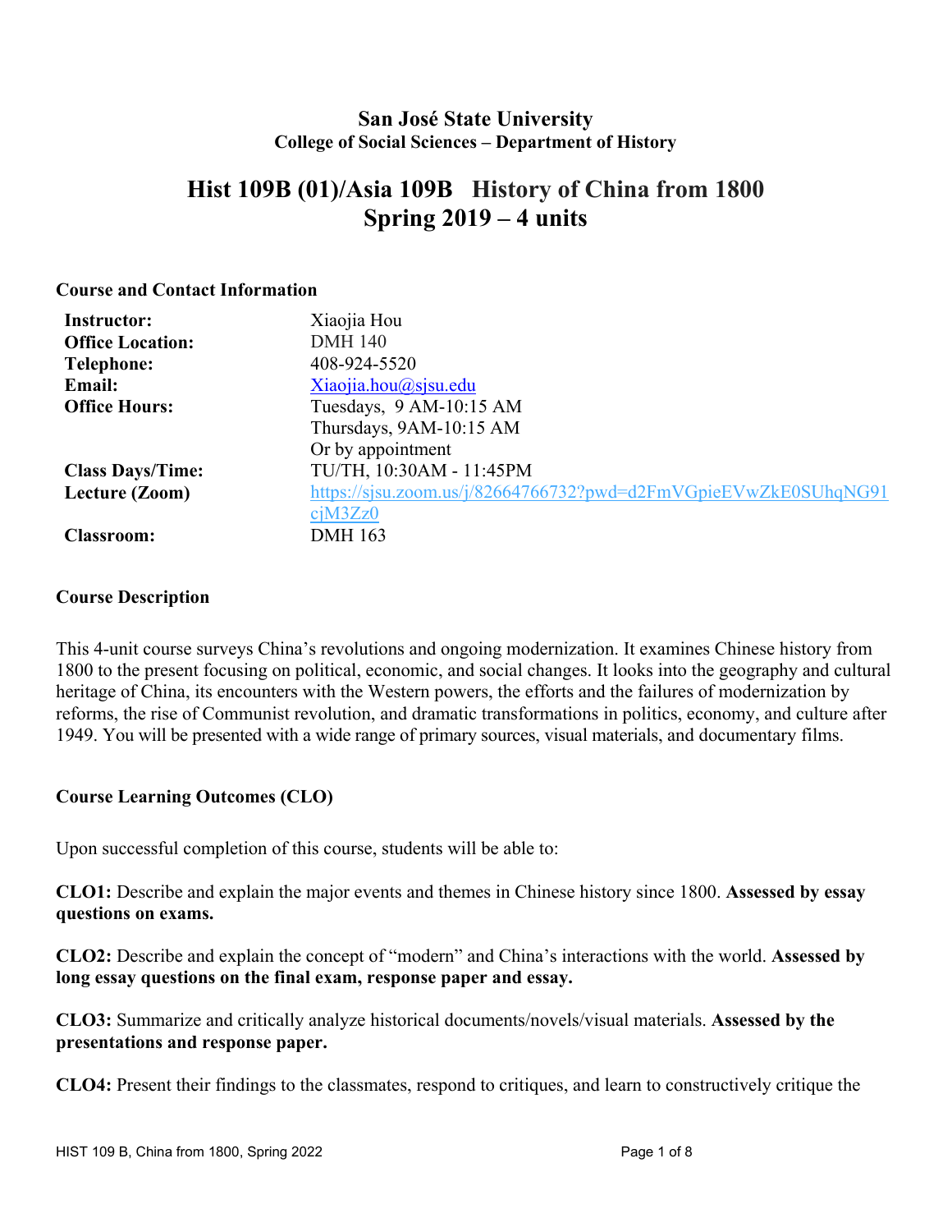# San José State University
## College of Social Sciences – Department of History

# Hist 109B (01)/Asia 109B History of China from 1800
# Spring 2019 – 4 units

### Course and Contact Information

| | |
|---|---|
| **Instructor:** | Xiaojia Hou |
| **Office Location:** | DMH 140 |
| **Telephone:** | 408-924-5520 |
| **Email:** | Xiaojia.hou@sjsu.edu |
| **Office Hours:** | Tuesdays, 9 AM-10:15 AM<br>Thursdays, 9AM-10:15 AM<br>Or by appointment |
| **Class Days/Time:** | TU/TH, 10:30AM - 11:45PM |
| **Lecture (Zoom)** | https://sjsu.zoom.us/j/82664766732?pwd=d2FmVGpieEVwZkE0SUhqNG91cjM3Zz0 |
| **Classroom:** | DMH 163 |

### Course Description

This 4-unit course surveys China's revolutions and ongoing modernization. It examines Chinese history from 1800 to the present focusing on political, economic, and social changes. It looks into the geography and cultural heritage of China, its encounters with the Western powers, the efforts and the failures of modernization by reforms, the rise of Communist revolution, and dramatic transformations in politics, economy, and culture after 1949. You will be presented with a wide range of primary sources, visual materials, and documentary films.

### Course Learning Outcomes (CLO)

Upon successful completion of this course, students will be able to:

**CLO1:** Describe and explain the major events and themes in Chinese history since 1800. **Assessed by essay questions on exams.**

**CLO2:** Describe and explain the concept of "modern" and China's interactions with the world. **Assessed by long essay questions on the final exam, response paper and essay.**

**CLO3:** Summarize and critically analyze historical documents/novels/visual materials. **Assessed by the presentations and response paper.**

**CLO4:** Present their findings to the classmates, respond to critiques, and learn to constructively critique the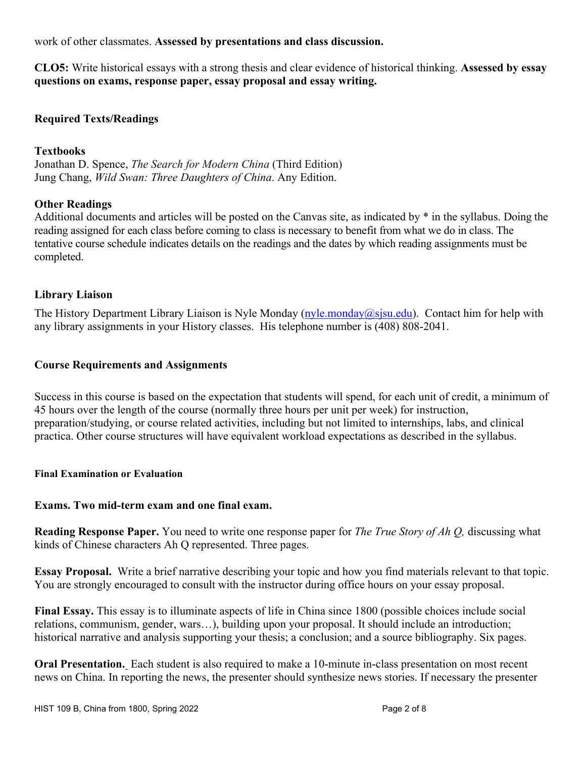work of other classmates. **Assessed by presentations and class discussion.**

**CLO5:** Write historical essays with a strong thesis and clear evidence of historical thinking. **Assessed by essay questions on exams, response paper, essay proposal and essay writing.**

## Required Texts/Readings

### Textbooks

Jonathan D. Spence, *The Search for Modern China* (Third Edition)
Jung Chang, *Wild Swan: Three Daughters of China*. Any Edition.

### Other Readings

Additional documents and articles will be posted on the Canvas site, as indicated by * in the syllabus. Doing the reading assigned for each class before coming to class is necessary to benefit from what we do in class. The tentative course schedule indicates details on the readings and the dates by which reading assignments must be completed.

## Library Liaison

The History Department Library Liaison is Nyle Monday (nyle.monday@sjsu.edu). Contact him for help with any library assignments in your History classes. His telephone number is (408) 808-2041.

## Course Requirements and Assignments

Success in this course is based on the expectation that students will spend, for each unit of credit, a minimum of 45 hours over the length of the course (normally three hours per unit per week) for instruction, preparation/studying, or course related activities, including but not limited to internships, labs, and clinical practica. Other course structures will have equivalent workload expectations as described in the syllabus.

#### Final Examination or Evaluation

**Exams. Two mid-term exam and one final exam.**

**Reading Response Paper.** You need to write one response paper for *The True Story of Ah Q,* discussing what kinds of Chinese characters Ah Q represented. Three pages.

**Essay Proposal.** Write a brief narrative describing your topic and how you find materials relevant to that topic. You are strongly encouraged to consult with the instructor during office hours on your essay proposal.

**Final Essay.** This essay is to illuminate aspects of life in China since 1800 (possible choices include social relations, communism, gender, wars…), building upon your proposal. It should include an introduction; historical narrative and analysis supporting your thesis; a conclusion; and a source bibliography. Six pages.

**Oral Presentation.** Each student is also required to make a 10-minute in-class presentation on most recent news on China. In reporting the news, the presenter should synthesize news stories. If necessary the presenter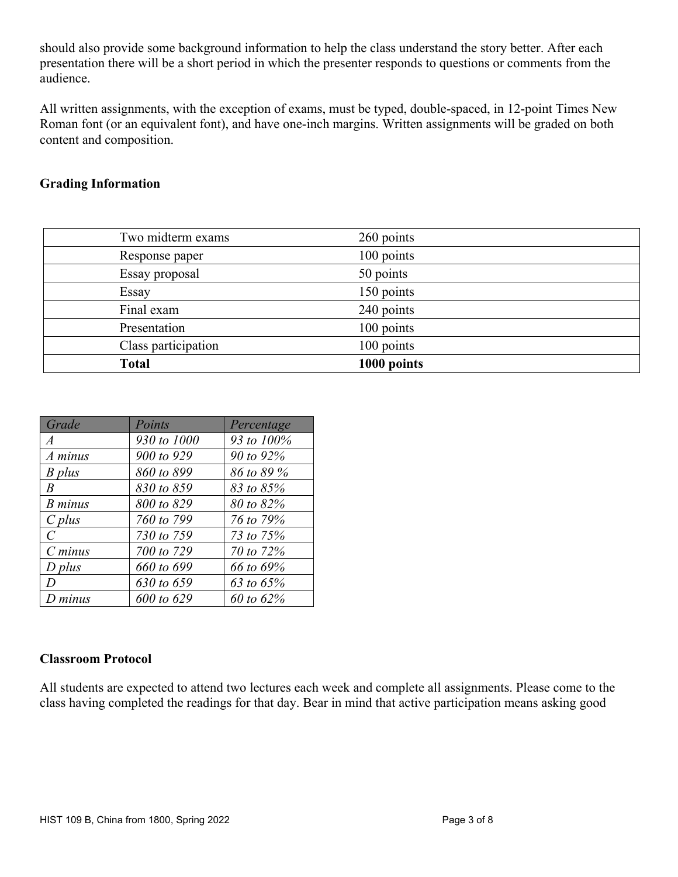should also provide some background information to help the class understand the story better. After each presentation there will be a short period in which the presenter responds to questions or comments from the audience.

All written assignments, with the exception of exams, must be typed, double-spaced, in 12-point Times New Roman font (or an equivalent font), and have one-inch margins. Written assignments will be graded on both content and composition.

**Grading Information**

| | |
|---|---|
| Two midterm exams | 260 points |
| Response paper | 100 points |
| Essay proposal | 50 points |
| Essay | 150 points |
| Final exam | 240 points |
| Presentation | 100 points |
| Class participation | 100 points |
| **Total** | **1000 points** |

| *Grade* | *Points* | *Percentage* |
|---|---|---|
| *A* | *930 to 1000* | *93 to 100%* |
| *A minus* | *900 to 929* | *90 to 92%* |
| *B plus* | *860 to 899* | *86 to 89 %* |
| *B* | *830 to 859* | *83 to 85%* |
| *B minus* | *800 to 829* | *80 to 82%* |
| *C plus* | *760 to 799* | *76 to 79%* |
| *C* | *730 to 759* | *73 to 75%* |
| *C minus* | *700 to 729* | *70 to 72%* |
| *D plus* | *660 to 699* | *66 to 69%* |
| *D* | *630 to 659* | *63 to 65%* |
| *D minus* | *600 to 629* | *60 to 62%* |

**Classroom Protocol**

All students are expected to attend two lectures each week and complete all assignments. Please come to the class having completed the readings for that day. Bear in mind that active participation means asking good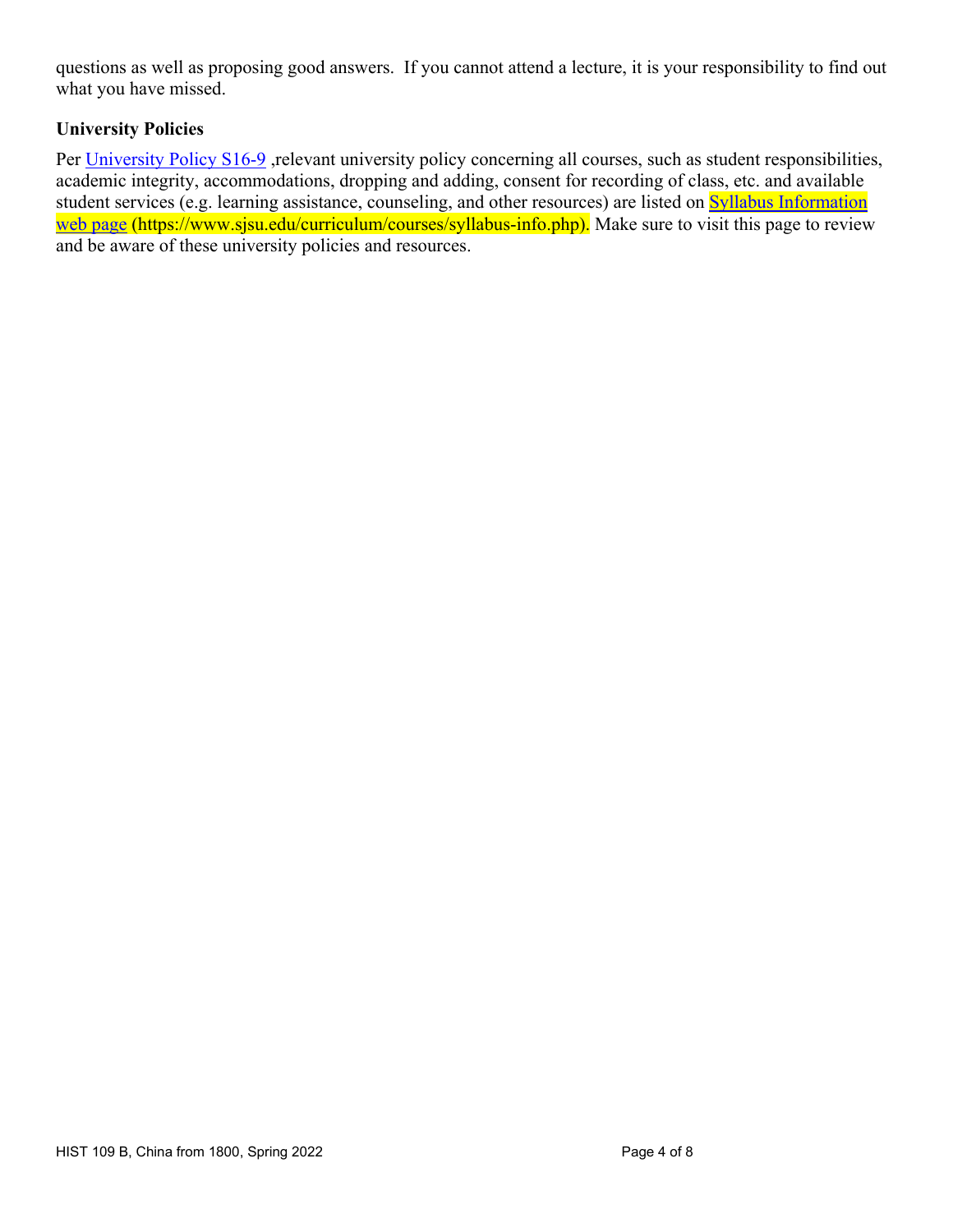questions as well as proposing good answers.  If you cannot attend a lecture, it is your responsibility to find out what you have missed.

### University Policies

Per [University Policy S16-9](https://www.sjsu.edu/senate/docs/S16-9.pdf) ,relevant university policy concerning all courses, such as student responsibilities, academic integrity, accommodations, dropping and adding, consent for recording of class, etc. and available student services (e.g. learning assistance, counseling, and other resources) are listed on [Syllabus Information web page](https://www.sjsu.edu/curriculum/courses/syllabus-info.php) (https://www.sjsu.edu/curriculum/courses/syllabus-info.php). Make sure to visit this page to review and be aware of these university policies and resources.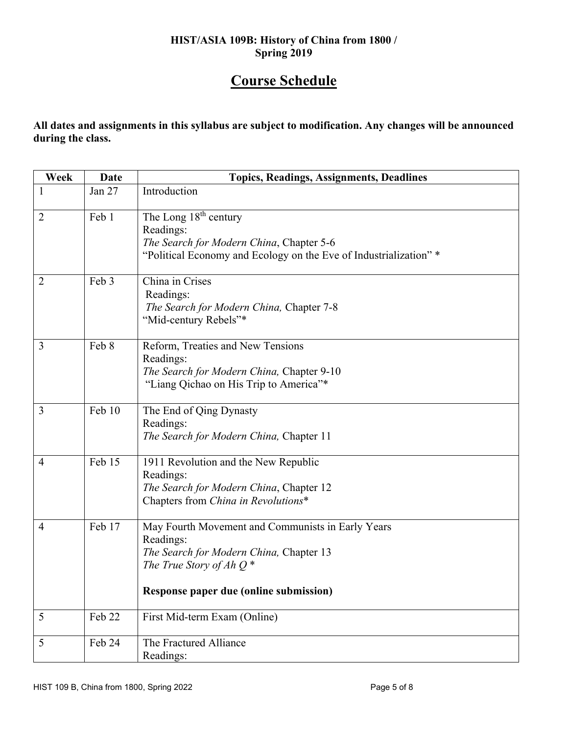**HIST/ASIA 109B: History of China from 1800 /**
**Spring 2019**

# Course Schedule

**All dates and assignments in this syllabus are subject to modification. Any changes will be announced during the class.**

| Week | Date | Topics, Readings, Assignments, Deadlines |
|---|---|---|
| 1 | Jan 27 | Introduction |
| 2 | Feb 1 | The Long 18th century<br>Readings:<br>*The Search for Modern China*, Chapter 5-6<br>"Political Economy and Ecology on the Eve of Industrialization" * |
| 2 | Feb 3 | China in Crises<br>Readings:<br>*The Search for Modern China,* Chapter 7-8<br>"Mid-century Rebels"* |
| 3 | Feb 8 | Reform, Treaties and New Tensions<br>Readings:<br>*The Search for Modern China,* Chapter 9-10<br>"Liang Qichao on His Trip to America"* |
| 3 | Feb 10 | The End of Qing Dynasty<br>Readings:<br>*The Search for Modern China,* Chapter 11 |
| 4 | Feb 15 | 1911 Revolution and the New Republic<br>Readings:<br>*The Search for Modern China*, Chapter 12<br>Chapters from *China in Revolutions*\* |
| 4 | Feb 17 | May Fourth Movement and Communists in Early Years<br>Readings:<br>*The Search for Modern China,* Chapter 13<br>*The True Story of Ah Q* *<br><br>**Response paper due (online submission)** |
| 5 | Feb 22 | First Mid-term Exam (Online) |
| 5 | Feb 24 | The Fractured Alliance<br>Readings: |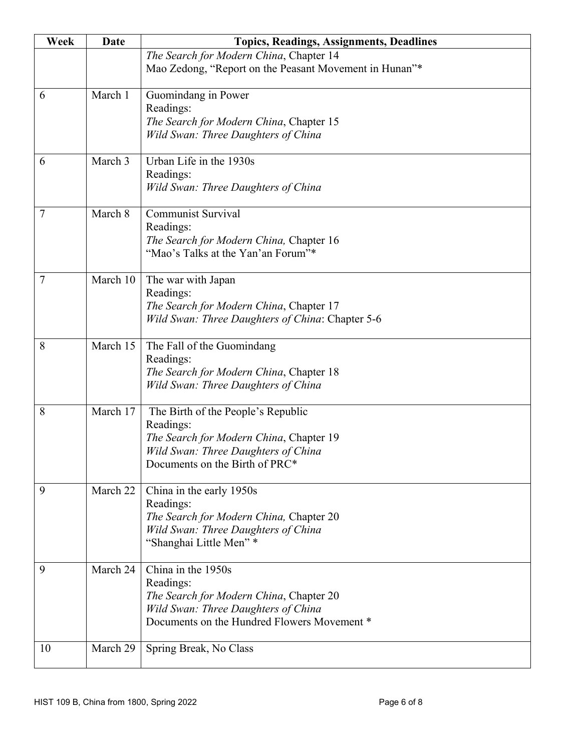| Week | Date | Topics, Readings, Assignments, Deadlines |
| --- | --- | --- |
| | | *The Search for Modern China*, Chapter 14<br>Mao Zedong, "Report on the Peasant Movement in Hunan"* |
| 6 | March 1 | Guomindang in Power<br>Readings:<br>*The Search for Modern China*, Chapter 15<br>*Wild Swan: Three Daughters of China* |
| 6 | March 3 | Urban Life in the 1930s<br>Readings:<br>*Wild Swan: Three Daughters of China* |
| 7 | March 8 | Communist Survival<br>Readings:<br>*The Search for Modern China,* Chapter 16<br>"Mao's Talks at the Yan'an Forum"* |
| 7 | March 10 | The war with Japan<br>Readings:<br>*The Search for Modern China*, Chapter 17<br>*Wild Swan: Three Daughters of China*: Chapter 5-6 |
| 8 | March 15 | The Fall of the Guomindang<br>Readings:<br>*The Search for Modern China*, Chapter 18<br>*Wild Swan: Three Daughters of China* |
| 8 | March 17 | The Birth of the People's Republic<br>Readings:<br>*The Search for Modern China*, Chapter 19<br>*Wild Swan: Three Daughters of China*<br>Documents on the Birth of PRC* |
| 9 | March 22 | China in the early 1950s<br>Readings:<br>*The Search for Modern China,* Chapter 20<br>*Wild Swan: Three Daughters of China*<br>"Shanghai Little Men" * |
| 9 | March 24 | China in the 1950s<br>Readings:<br>*The Search for Modern China*, Chapter 20<br>*Wild Swan: Three Daughters of China*<br>Documents on the Hundred Flowers Movement * |
| 10 | March 29 | Spring Break, No Class |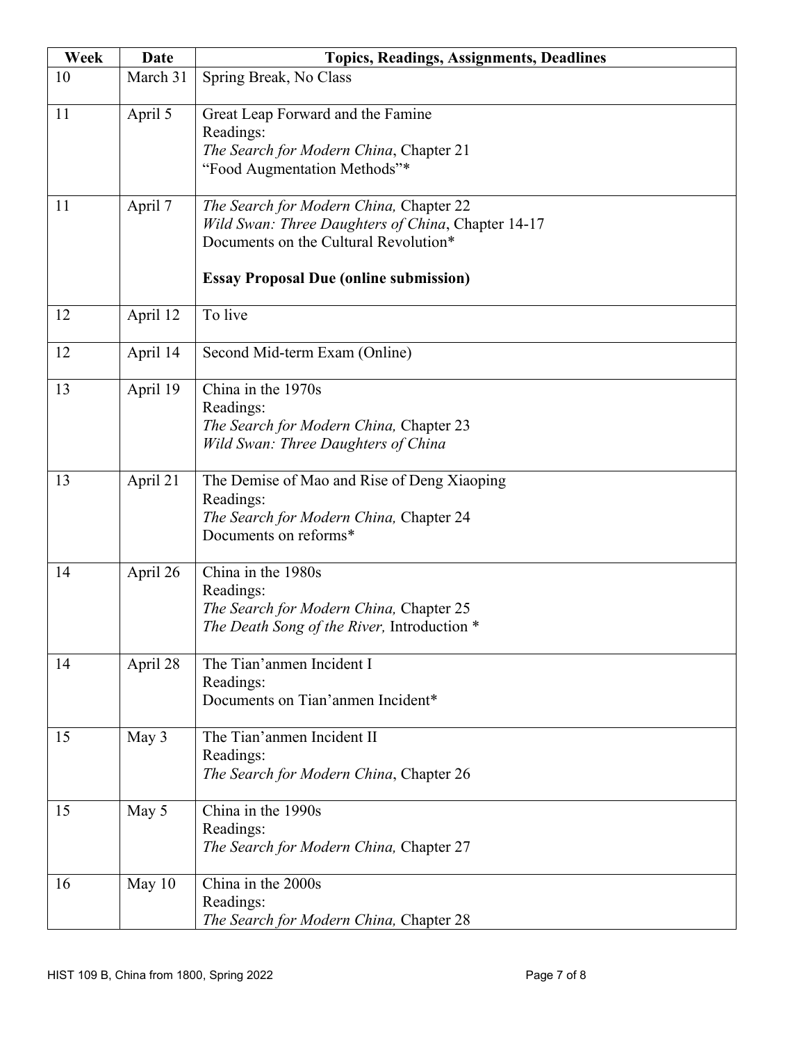| Week | Date | Topics, Readings, Assignments, Deadlines |
|---|---|---|
| 10 | March 31 | Spring Break, No Class |
| 11 | April 5 | Great Leap Forward and the Famine<br>Readings:<br>*The Search for Modern China*, Chapter 21<br>"Food Augmentation Methods"* |
| 11 | April 7 | *The Search for Modern China,* Chapter 22<br>*Wild Swan: Three Daughters of China*, Chapter 14-17<br>Documents on the Cultural Revolution*<br><br>**Essay Proposal Due (online submission)** |
| 12 | April 12 | To live |
| 12 | April 14 | Second Mid-term Exam (Online) |
| 13 | April 19 | China in the 1970s<br>Readings:<br>*The Search for Modern China,* Chapter 23<br>*Wild Swan: Three Daughters of China* |
| 13 | April 21 | The Demise of Mao and Rise of Deng Xiaoping<br>Readings:<br>*The Search for Modern China,* Chapter 24<br>Documents on reforms* |
| 14 | April 26 | China in the 1980s<br>Readings:<br>*The Search for Modern China,* Chapter 25<br>*The Death Song of the River,* Introduction * |
| 14 | April 28 | The Tian'anmen Incident I<br>Readings:<br>Documents on Tian'anmen Incident* |
| 15 | May 3 | The Tian'anmen Incident II<br>Readings:<br>*The Search for Modern China*, Chapter 26 |
| 15 | May 5 | China in the 1990s<br>Readings:<br>*The Search for Modern China,* Chapter 27 |
| 16 | May 10 | China in the 2000s<br>Readings:<br>*The Search for Modern China,* Chapter 28 |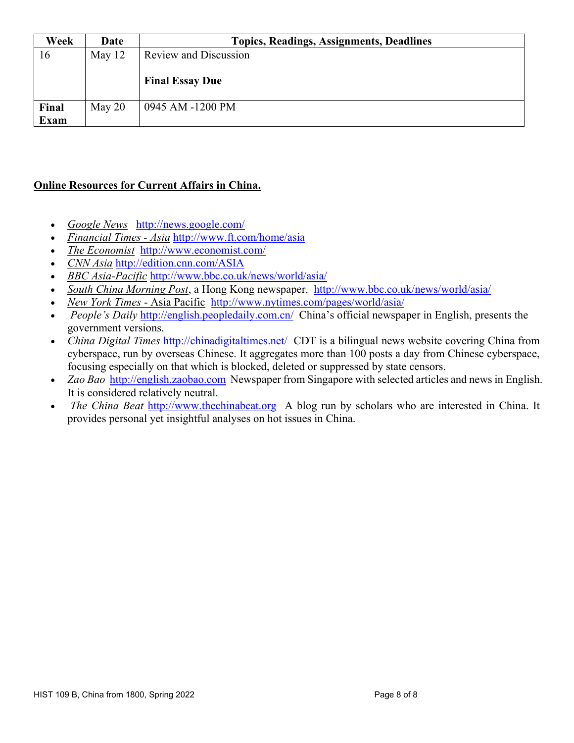| Week | Date | Topics, Readings, Assignments, Deadlines |
|---|---|---|
| 16 | May 12 | Review and Discussion<br><br>**Final Essay Due** |
| **Final Exam** | May 20 | 0945 AM -1200 PM |

**Online Resources for Current Affairs in China.**

- *Google News* http://news.google.com/
- *Financial Times - Asia* http://www.ft.com/home/asia
- *The Economist* http://www.economist.com/
- *CNN Asia* http://edition.cnn.com/ASIA
- *BBC Asia-Pacific* http://www.bbc.co.uk/news/world/asia/
- *South China Morning Post*, a Hong Kong newspaper. http://www.bbc.co.uk/news/world/asia/
- *New York Times* - Asia Pacific http://www.nytimes.com/pages/world/asia/
- *People's Daily* http://english.peopledaily.com.cn/ China's official newspaper in English, presents the government versions.
- *China Digital Times* http://chinadigitaltimes.net/ CDT is a bilingual news website covering China from cyberspace, run by overseas Chinese. It aggregates more than 100 posts a day from Chinese cyberspace, focusing especially on that which is blocked, deleted or suppressed by state censors.
- *Zao Bao* http://english.zaobao.com Newspaper from Singapore with selected articles and news in English. It is considered relatively neutral.
- *The China Beat* http://www.thechinabeat.org A blog run by scholars who are interested in China. It provides personal yet insightful analyses on hot issues in China.